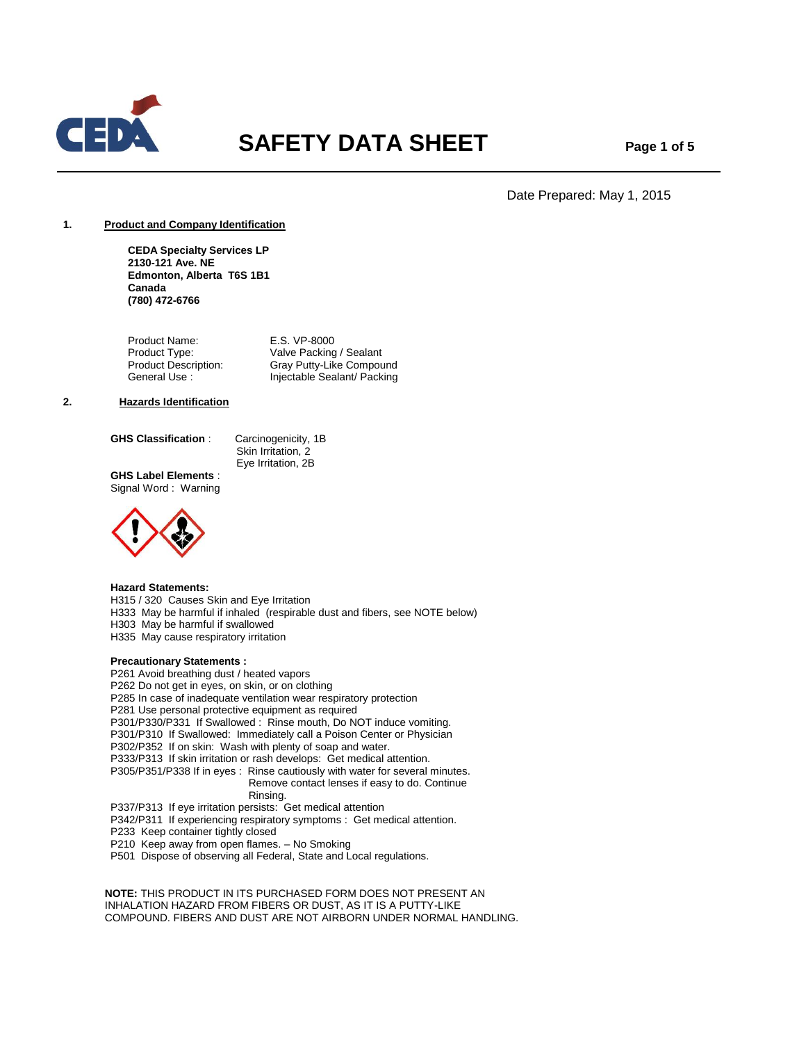# SAFETY DATA SHEET

Date Prepared: May 1, 2015

## 1. Product and Company Identification

**CEDA Specialty Services LP**
**2130-121 Ave. NE**
**Edmonton, Alberta T6S 1B1**
**Canada**
**(780) 472-6766**

| | |
|---|---|
| Product Name: | E.S. VP-8000 |
| Product Type: | Valve Packing / Sealant |
| Product Description: | Gray Putty-Like Compound |
| General Use : | Injectable Sealant/ Packing |

## 2. Hazards Identification

**GHS Classification** : Carcinogenicity, 1B
Skin Irritation, 2
Eye Irritation, 2B

**GHS Label Elements** :
Signal Word : Warning

**Hazard Statements:**
H315 / 320 Causes Skin and Eye Irritation
H333 May be harmful if inhaled (respirable dust and fibers, see NOTE below)
H303 May be harmful if swallowed
H335 May cause respiratory irritation

**Precautionary Statements :**
P261 Avoid breathing dust / heated vapors
P262 Do not get in eyes, on skin, or on clothing
P285 In case of inadequate ventilation wear respiratory protection
P281 Use personal protective equipment as required
P301/P330/P331 If Swallowed : Rinse mouth, Do NOT induce vomiting.
P301/P310 If Swallowed: Immediately call a Poison Center or Physician
P302/P352 If on skin: Wash with plenty of soap and water.
P333/P313 If skin irritation or rash develops: Get medical attention.
P305/P351/P338 If in eyes : Rinse cautiously with water for several minutes. Remove contact lenses if easy to do. Continue Rinsing.
P337/P313 If eye irritation persists: Get medical attention
P342/P311 If experiencing respiratory symptoms : Get medical attention.
P233 Keep container tightly closed
P210 Keep away from open flames. – No Smoking
P501 Dispose of observing all Federal, State and Local regulations.

**NOTE:** THIS PRODUCT IN ITS PURCHASED FORM DOES NOT PRESENT AN INHALATION HAZARD FROM FIBERS OR DUST, AS IT IS A PUTTY-LIKE COMPOUND. FIBERS AND DUST ARE NOT AIRBORN UNDER NORMAL HANDLING.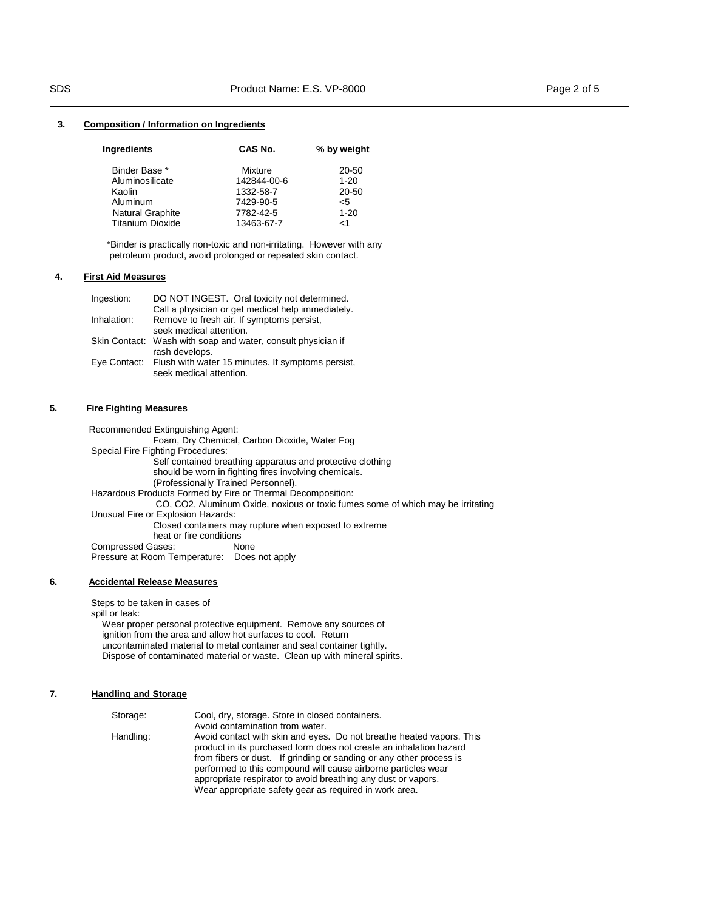## 3. Composition / Information on Ingredients

| Ingredients | CAS No. | % by weight |
|---|---|---|
| Binder Base * | Mixture | 20-50 |
| Aluminosilicate | 142844-00-6 | 1-20 |
| Kaolin | 1332-58-7 | 20-50 |
| Aluminum | 7429-90-5 | <5 |
| Natural Graphite | 7782-42-5 | 1-20 |
| Titanium Dioxide | 13463-67-7 | <1 |

*Binder is practically non-toxic and non-irritating. However with any petroleum product, avoid prolonged or repeated skin contact.

## 4. First Aid Measures

Ingestion: DO NOT INGEST. Oral toxicity not determined. Call a physician or get medical help immediately.

Inhalation: Remove to fresh air. If symptoms persist, seek medical attention.

Skin Contact: Wash with soap and water, consult physician if rash develops.

Eye Contact: Flush with water 15 minutes. If symptoms persist, seek medical attention.

## 5. Fire Fighting Measures

Recommended Extinguishing Agent:
Foam, Dry Chemical, Carbon Dioxide, Water Fog

Special Fire Fighting Procedures:
Self contained breathing apparatus and protective clothing should be worn in fighting fires involving chemicals. (Professionally Trained Personnel).

Hazardous Products Formed by Fire or Thermal Decomposition:
CO, CO2, Aluminum Oxide, noxious or toxic fumes some of which may be irritating

Unusual Fire or Explosion Hazards:
Closed containers may rupture when exposed to extreme heat or fire conditions

Compressed Gases: None

Pressure at Room Temperature: Does not apply

## 6. Accidental Release Measures

Steps to be taken in cases of spill or leak:
Wear proper personal protective equipment. Remove any sources of ignition from the area and allow hot surfaces to cool. Return uncontaminated material to metal container and seal container tightly. Dispose of contaminated material or waste. Clean up with mineral spirits.

## 7. Handling and Storage

Storage: Cool, dry, storage. Store in closed containers. Avoid contamination from water.

Handling: Avoid contact with skin and eyes. Do not breathe heated vapors. This product in its purchased form does not create an inhalation hazard from fibers or dust. If grinding or sanding or any other process is performed to this compound will cause airborne particles wear appropriate respirator to avoid breathing any dust or vapors. Wear appropriate safety gear as required in work area.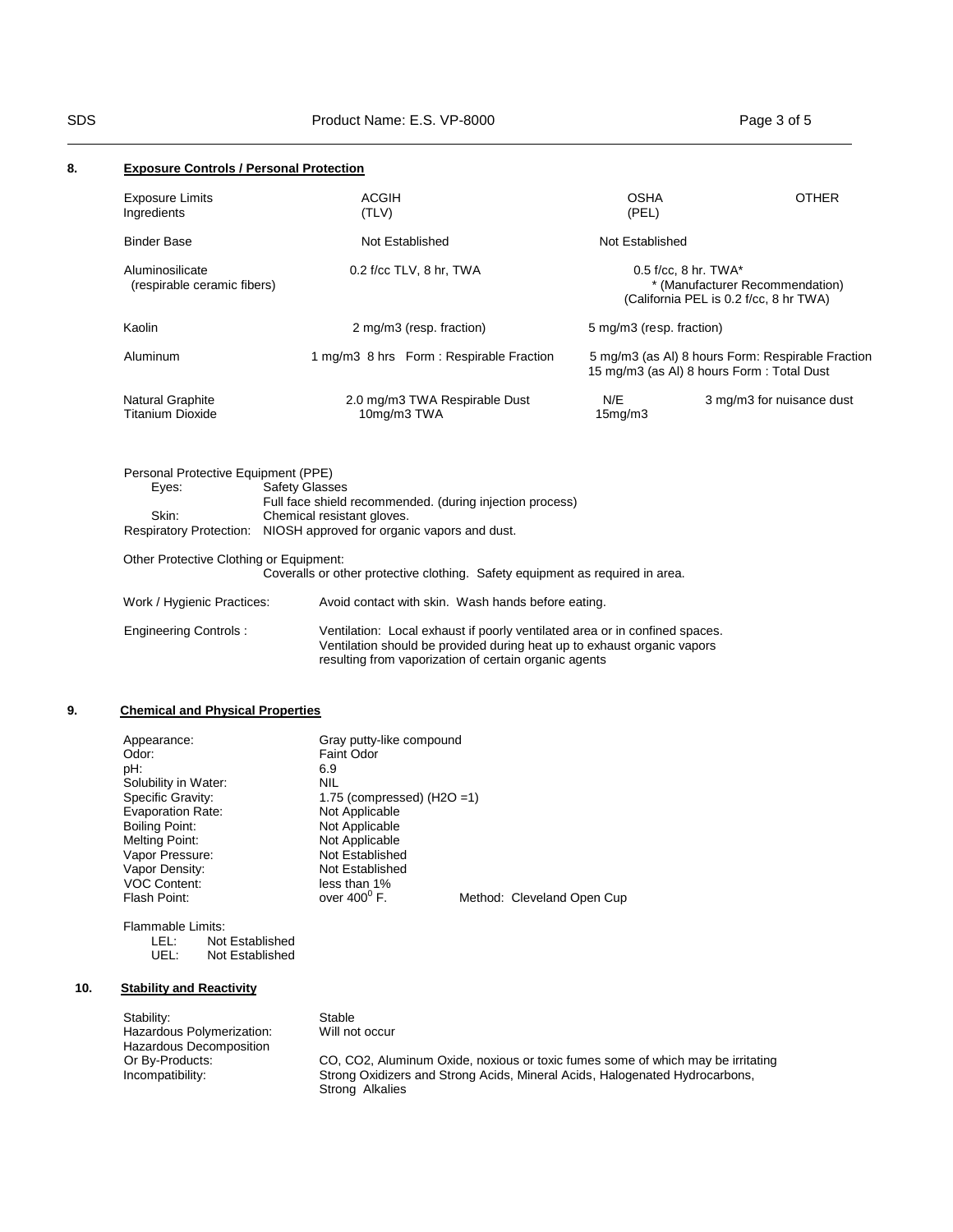## 8. Exposure Controls / Personal Protection

| Exposure Limits Ingredients | ACGIH (TLV) | OSHA (PEL) | OTHER |
|---|---|---|---|
| Binder Base | Not Established | Not Established | |
| Aluminosilicate (respirable ceramic fibers) | 0.2 f/cc TLV, 8 hr, TWA | 0.5 f/cc, 8 hr. TWA* | * (Manufacturer Recommendation) (California PEL is 0.2 f/cc, 8 hr TWA) |
| Kaolin | 2 mg/m3 (resp. fraction) | 5 mg/m3 (resp. fraction) | |
| Aluminum | 1 mg/m3 8 hrs Form : Respirable Fraction | 5 mg/m3 (as Al) 8 hours Form: Respirable Fraction 15 mg/m3 (as Al) 8 hours Form : Total Dust | |
| Natural Graphite | 2.0 mg/m3 TWA Respirable Dust | N/E | 3 mg/m3 for nuisance dust |
| Titanium Dioxide | 10mg/m3 TWA | 15mg/m3 | |

Personal Protective Equipment (PPE)

Eyes: Safety Glasses
Full face shield recommended. (during injection process)

Skin: Chemical resistant gloves.

Respiratory Protection: NIOSH approved for organic vapors and dust.

Other Protective Clothing or Equipment:
Coveralls or other protective clothing. Safety equipment as required in area.

Work / Hygienic Practices: Avoid contact with skin. Wash hands before eating.

Engineering Controls : Ventilation: Local exhaust if poorly ventilated area or in confined spaces. Ventilation should be provided during heat up to exhaust organic vapors resulting from vaporization of certain organic agents

## 9. Chemical and Physical Properties

| | |
|---|---|
| Appearance: | Gray putty-like compound |
| Odor: | Faint Odor |
| pH: | 6.9 |
| Solubility in Water: | NIL |
| Specific Gravity: | 1.75 (compressed) ($H_2O$ =1) |
| Evaporation Rate: | Not Applicable |
| Boiling Point: | Not Applicable |
| Melting Point: | Not Applicable |
| Vapor Pressure: | Not Established |
| Vapor Density: | Not Established |
| VOC Content: | less than 1% |
| Flash Point: | over $400^0$ F. Method: Cleveland Open Cup |

Flammable Limits:

LEL: Not Established

UEL: Not Established

## 10. Stability and Reactivity

| | |
|---|---|
| Stability: | Stable |
| Hazardous Polymerization: | Will not occur |
| Hazardous Decomposition Or By-Products: | CO, $CO_2$, Aluminum Oxide, noxious or toxic fumes some of which may be irritating |
| Incompatibility: | Strong Oxidizers and Strong Acids, Mineral Acids, Halogenated Hydrocarbons, Strong Alkalies |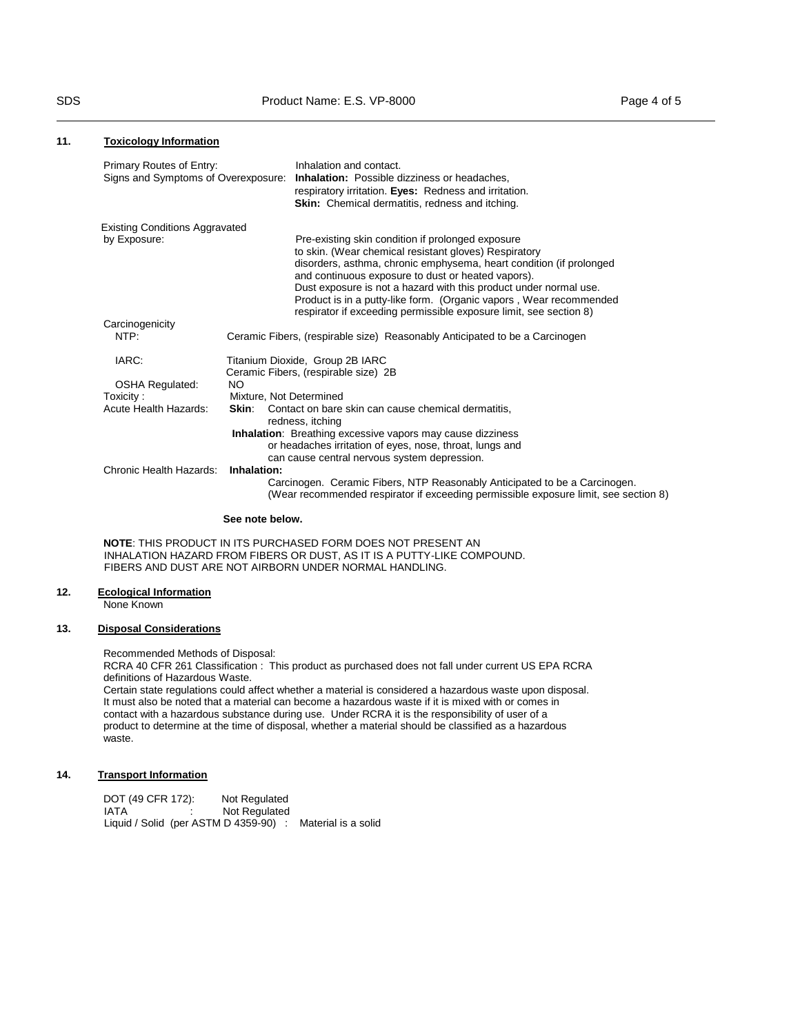## 11. Toxicology Information

Primary Routes of Entry: Inhalation and contact.

Signs and Symptoms of Overexposure: **Inhalation:** Possible dizziness or headaches, respiratory irritation. **Eyes:** Redness and irritation. **Skin:** Chemical dermatitis, redness and itching.

Existing Conditions Aggravated by Exposure: Pre-existing skin condition if prolonged exposure to skin. (Wear chemical resistant gloves) Respiratory disorders, asthma, chronic emphysema, heart condition (if prolonged and continuous exposure to dust or heated vapors). Dust exposure is not a hazard with this product under normal use. Product is in a putty-like form. (Organic vapors , Wear recommended respirator if exceeding permissible exposure limit, see section 8)

Carcinogenicity

NTP: Ceramic Fibers, (respirable size) Reasonably Anticipated to be a Carcinogen

IARC: Titanium Dioxide, Group 2B IARC
Ceramic Fibers, (respirable size) 2B

OSHA Regulated: NO

Toxicity : Mixture, Not Determined

Acute Health Hazards: **Skin**: Contact on bare skin can cause chemical dermatitis, redness, itching
**Inhalation**: Breathing excessive vapors may cause dizziness or headaches irritation of eyes, nose, throat, lungs and can cause central nervous system depression.

Chronic Health Hazards: **Inhalation:**
Carcinogen. Ceramic Fibers, NTP Reasonably Anticipated to be a Carcinogen.
(Wear recommended respirator if exceeding permissible exposure limit, see section 8)

**See note below.**

**NOTE**: THIS PRODUCT IN ITS PURCHASED FORM DOES NOT PRESENT AN INHALATION HAZARD FROM FIBERS OR DUST, AS IT IS A PUTTY-LIKE COMPOUND. FIBERS AND DUST ARE NOT AIRBORN UNDER NORMAL HANDLING.

## 12. Ecological Information

None Known

## 13. Disposal Considerations

Recommended Methods of Disposal:
RCRA 40 CFR 261 Classification : This product as purchased does not fall under current US EPA RCRA definitions of Hazardous Waste.
Certain state regulations could affect whether a material is considered a hazardous waste upon disposal. It must also be noted that a material can become a hazardous waste if it is mixed with or comes in contact with a hazardous substance during use. Under RCRA it is the responsibility of user of a product to determine at the time of disposal, whether a material should be classified as a hazardous waste.

## 14. Transport Information

DOT (49 CFR 172): Not Regulated
IATA : Not Regulated
Liquid / Solid (per ASTM D 4359-90) : Material is a solid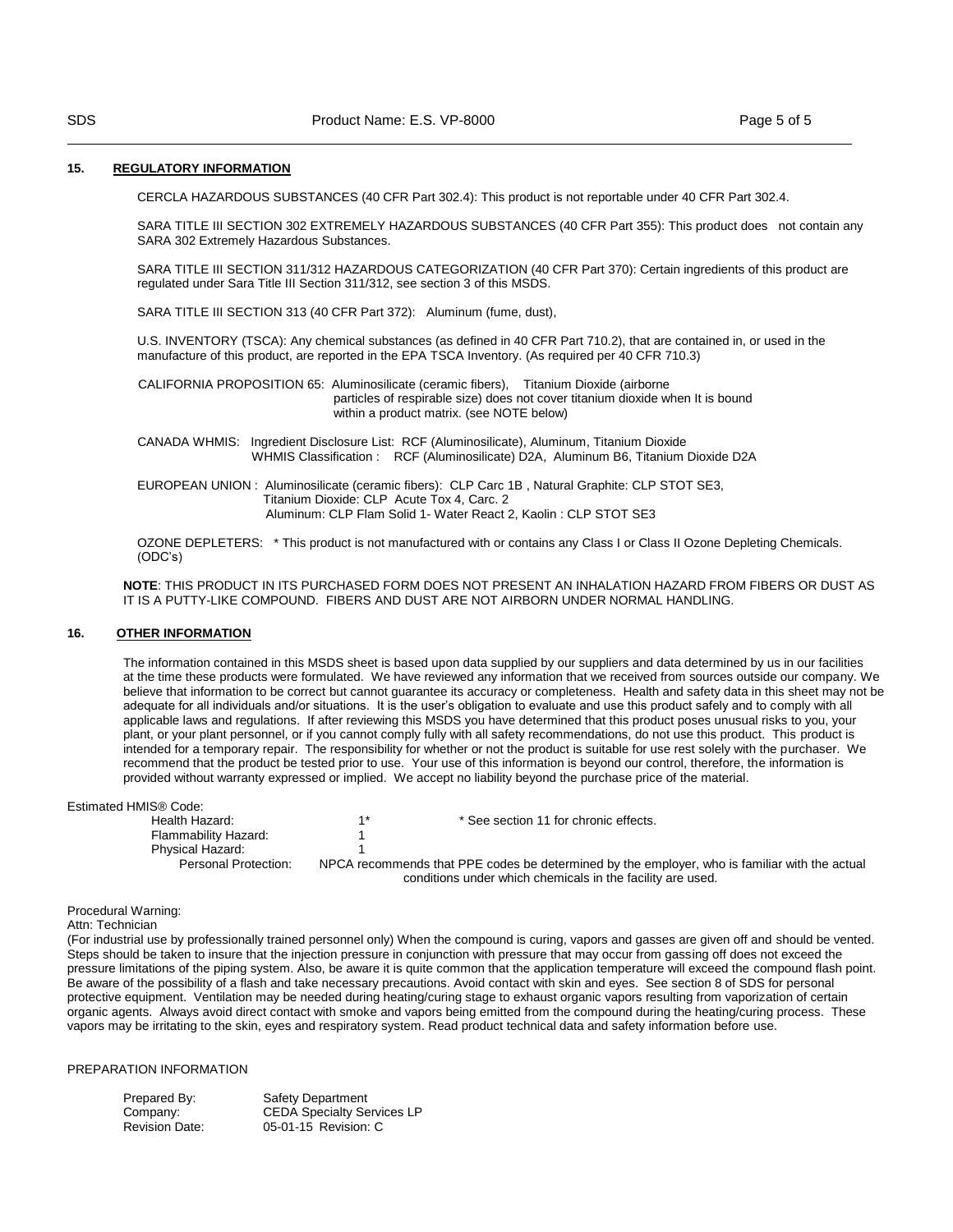## 15. REGULATORY INFORMATION

CERCLA HAZARDOUS SUBSTANCES (40 CFR Part 302.4): This product is not reportable under 40 CFR Part 302.4.

SARA TITLE III SECTION 302 EXTREMELY HAZARDOUS SUBSTANCES (40 CFR Part 355): This product does not contain any SARA 302 Extremely Hazardous Substances.

SARA TITLE III SECTION 311/312 HAZARDOUS CATEGORIZATION (40 CFR Part 370): Certain ingredients of this product are regulated under Sara Title III Section 311/312, see section 3 of this MSDS.

SARA TITLE III SECTION 313 (40 CFR Part 372): Aluminum (fume, dust),

U.S. INVENTORY (TSCA): Any chemical substances (as defined in 40 CFR Part 710.2), that are contained in, or used in the manufacture of this product, are reported in the EPA TSCA Inventory. (As required per 40 CFR 710.3)

CALIFORNIA PROPOSITION 65: Aluminosilicate (ceramic fibers), Titanium Dioxide (airborne particles of respirable size) does not cover titanium dioxide when It is bound within a product matrix. (see NOTE below)

CANADA WHMIS: Ingredient Disclosure List: RCF (Aluminosilicate), Aluminum, Titanium Dioxide
WHMIS Classification : RCF (Aluminosilicate) D2A, Aluminum B6, Titanium Dioxide D2A

EUROPEAN UNION : Aluminosilicate (ceramic fibers): CLP Carc 1B , Natural Graphite: CLP STOT SE3,
Titanium Dioxide: CLP Acute Tox 4, Carc. 2
Aluminum: CLP Flam Solid 1- Water React 2, Kaolin : CLP STOT SE3

OZONE DEPLETERS: * This product is not manufactured with or contains any Class I or Class II Ozone Depleting Chemicals. (ODC's)

**NOTE**: THIS PRODUCT IN ITS PURCHASED FORM DOES NOT PRESENT AN INHALATION HAZARD FROM FIBERS OR DUST AS IT IS A PUTTY-LIKE COMPOUND. FIBERS AND DUST ARE NOT AIRBORN UNDER NORMAL HANDLING.

## 16. OTHER INFORMATION

The information contained in this MSDS sheet is based upon data supplied by our suppliers and data determined by us in our facilities at the time these products were formulated. We have reviewed any information that we received from sources outside our company. We believe that information to be correct but cannot guarantee its accuracy or completeness. Health and safety data in this sheet may not be adequate for all individuals and/or situations. It is the user's obligation to evaluate and use this product safely and to comply with all applicable laws and regulations. If after reviewing this MSDS you have determined that this product poses unusual risks to you, your plant, or your plant personnel, or if you cannot comply fully with all safety recommendations, do not use this product. This product is intended for a temporary repair. The responsibility for whether or not the product is suitable for use rest solely with the purchaser. We recommend that the product be tested prior to use. Your use of this information is beyond our control, therefore, the information is provided without warranty expressed or implied. We accept no liability beyond the purchase price of the material.

Estimated HMIS® Code:

| | | |
|---|---|---|
| Health Hazard: | 1* | * See section 11 for chronic effects. |
| Flammability Hazard: | 1 | |
| Physical Hazard: | 1 | |
| Personal Protection: | NPCA recommends that PPE codes be determined by the employer, who is familiar with the actual conditions under which chemicals in the facility are used. | |

Procedural Warning:
Attn: Technician
(For industrial use by professionally trained personnel only) When the compound is curing, vapors and gasses are given off and should be vented. Steps should be taken to insure that the injection pressure in conjunction with pressure that may occur from gassing off does not exceed the pressure limitations of the piping system. Also, be aware it is quite common that the application temperature will exceed the compound flash point. Be aware of the possibility of a flash and take necessary precautions. Avoid contact with skin and eyes. See section 8 of SDS for personal protective equipment. Ventilation may be needed during heating/curing stage to exhaust organic vapors resulting from vaporization of certain organic agents. Always avoid direct contact with smoke and vapors being emitted from the compound during the heating/curing process. These vapors may be irritating to the skin, eyes and respiratory system. Read product technical data and safety information before use.

PREPARATION INFORMATION

| | |
|---|---|
| Prepared By: | Safety Department |
| Company: | CEDA Specialty Services LP |
| Revision Date: | 05-01-15 Revision: C |